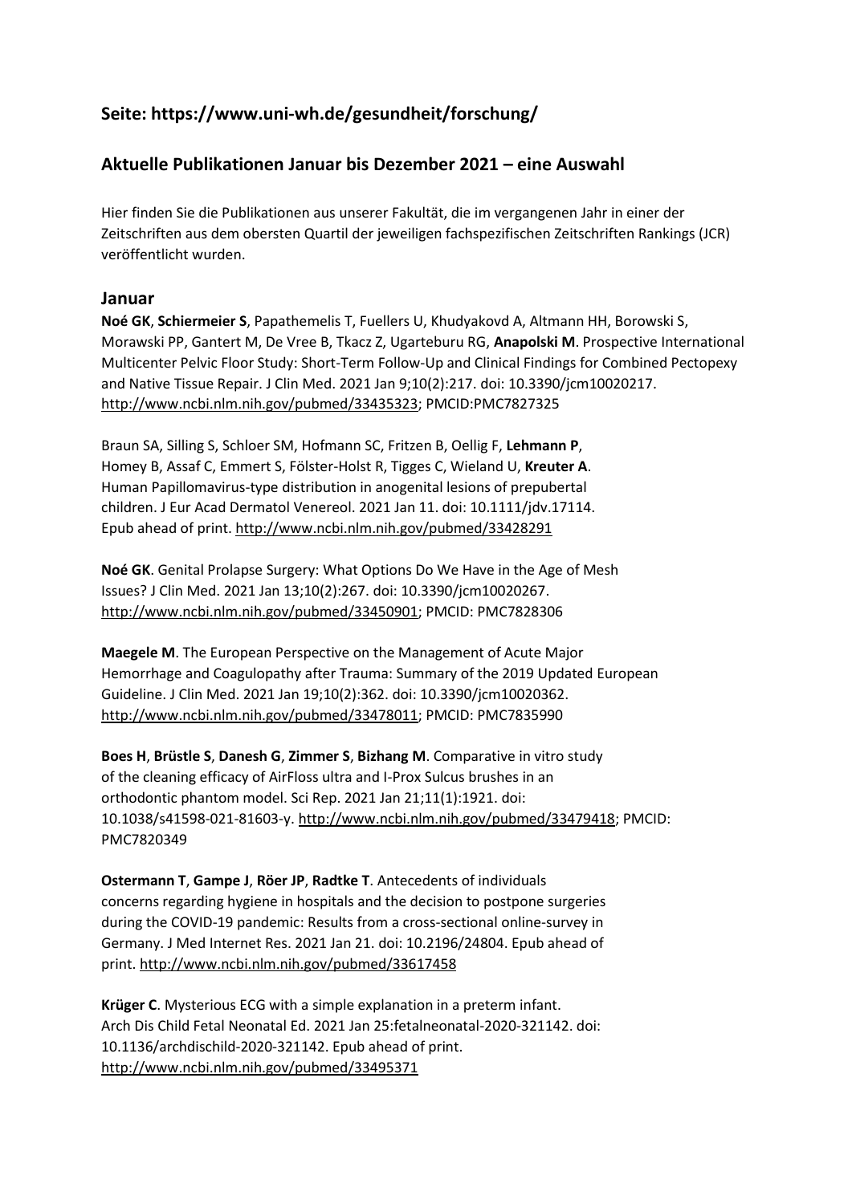## Seite: https://www.uni-wh.de/gesundheit/forschung/

## Aktuelle Publikationen Januar bis Dezember 2021 – eine Auswahl

Hier finden Sie die Publikationen aus unserer Fakultät, die im vergangenen Jahr in einer der Zeitschriften aus dem obersten Quartil der jeweiligen fachspezifischen Zeitschriften Rankings (JCR) veröffentlicht wurden.

### Januar

**Noé GK**, **Schiermeier S**, Papathemelis T, Fuellers U, Khudyakovd A, Altmann HH, Borowski S, Morawski PP, Gantert M, De Vree B, Tkacz Z, Ugarteburu RG, **Anapolski M**. Prospective International Multicenter Pelvic Floor Study: Short-Term Follow-Up and Clinical Findings for Combined Pectopexy and Native Tissue Repair. J Clin Med. 2021 Jan 9;10(2):217. doi: 10.3390/jcm10020217. http://www.ncbi.nlm.nih.gov/pubmed/33435323; PMCID:PMC7827325

Braun SA, Silling S, Schloer SM, Hofmann SC, Fritzen B, Oellig F, **Lehmann P**, Homey B, Assaf C, Emmert S, Fölster-Holst R, Tigges C, Wieland U, **Kreuter A**. Human Papillomavirus-type distribution in anogenital lesions of prepubertal children. J Eur Acad Dermatol Venereol. 2021 Jan 11. doi: 10.1111/jdv.17114. Epub ahead of print. http://www.ncbi.nlm.nih.gov/pubmed/33428291

**Noé GK**. Genital Prolapse Surgery: What Options Do We Have in the Age of Mesh Issues? J Clin Med. 2021 Jan 13;10(2):267. doi: 10.3390/jcm10020267. http://www.ncbi.nlm.nih.gov/pubmed/33450901; PMCID: PMC7828306

**Maegele M**. The European Perspective on the Management of Acute Major Hemorrhage and Coagulopathy after Trauma: Summary of the 2019 Updated European Guideline. J Clin Med. 2021 Jan 19;10(2):362. doi: 10.3390/jcm10020362. http://www.ncbi.nlm.nih.gov/pubmed/33478011; PMCID: PMC7835990

**Boes H**, **Brüstle S**, **Danesh G**, **Zimmer S**, **Bizhang M**. Comparative in vitro study of the cleaning efficacy of AirFloss ultra and I-Prox Sulcus brushes in an orthodontic phantom model. Sci Rep. 2021 Jan 21;11(1):1921. doi: 10.1038/s41598-021-81603-y. http://www.ncbi.nlm.nih.gov/pubmed/33479418; PMCID: PMC7820349

**Ostermann T**, **Gampe J**, **Röer JP**, **Radtke T**. Antecedents of individuals concerns regarding hygiene in hospitals and the decision to postpone surgeries during the COVID-19 pandemic: Results from a cross-sectional online-survey in Germany. J Med Internet Res. 2021 Jan 21. doi: 10.2196/24804. Epub ahead of print. http://www.ncbi.nlm.nih.gov/pubmed/33617458

**Krüger C**. Mysterious ECG with a simple explanation in a preterm infant. Arch Dis Child Fetal Neonatal Ed. 2021 Jan 25:fetalneonatal-2020-321142. doi: 10.1136/archdischild-2020-321142. Epub ahead of print. http://www.ncbi.nlm.nih.gov/pubmed/33495371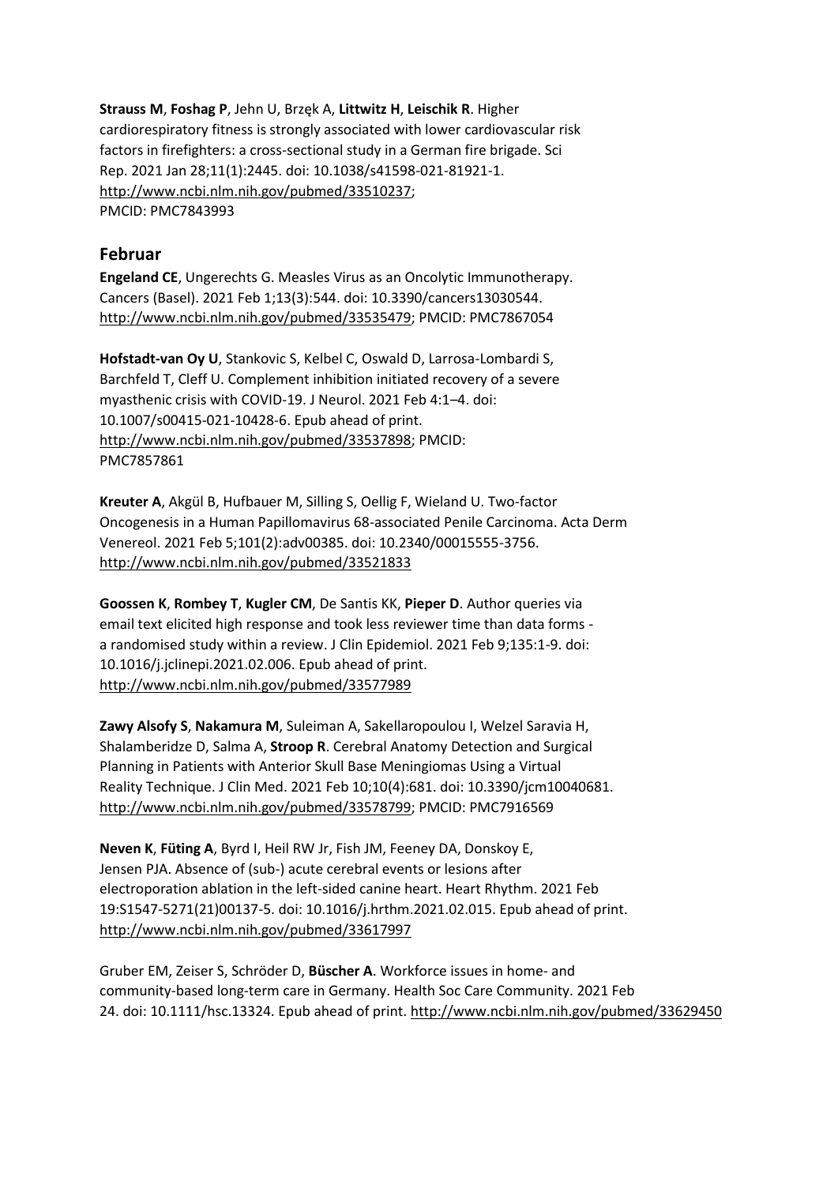**Strauss M**, **Foshag P**, Jehn U, Brzęk A, **Littwitz H**, **Leischik R**. Higher cardiorespiratory fitness is strongly associated with lower cardiovascular risk factors in firefighters: a cross-sectional study in a German fire brigade. Sci Rep. 2021 Jan 28;11(1):2445. doi: 10.1038/s41598-021-81921-1. http://www.ncbi.nlm.nih.gov/pubmed/33510237; PMCID: PMC7843993

## Februar

**Engeland CE**, Ungerechts G. Measles Virus as an Oncolytic Immunotherapy. Cancers (Basel). 2021 Feb 1;13(3):544. doi: 10.3390/cancers13030544. http://www.ncbi.nlm.nih.gov/pubmed/33535479; PMCID: PMC7867054

**Hofstadt-van Oy U**, Stankovic S, Kelbel C, Oswald D, Larrosa-Lombardi S, Barchfeld T, Cleff U. Complement inhibition initiated recovery of a severe myasthenic crisis with COVID-19. J Neurol. 2021 Feb 4:1–4. doi: 10.1007/s00415-021-10428-6. Epub ahead of print. http://www.ncbi.nlm.nih.gov/pubmed/33537898; PMCID: PMC7857861

**Kreuter A**, Akgül B, Hufbauer M, Silling S, Oellig F, Wieland U. Two-factor Oncogenesis in a Human Papillomavirus 68-associated Penile Carcinoma. Acta Derm Venereol. 2021 Feb 5;101(2):adv00385. doi: 10.2340/00015555-3756. http://www.ncbi.nlm.nih.gov/pubmed/33521833

**Goossen K**, **Rombey T**, **Kugler CM**, De Santis KK, **Pieper D**. Author queries via email text elicited high response and took less reviewer time than data forms - a randomised study within a review. J Clin Epidemiol. 2021 Feb 9;135:1-9. doi: 10.1016/j.jclinepi.2021.02.006. Epub ahead of print. http://www.ncbi.nlm.nih.gov/pubmed/33577989

**Zawy Alsofy S**, **Nakamura M**, Suleiman A, Sakellaropoulou I, Welzel Saravia H, Shalamberidze D, Salma A, **Stroop R**. Cerebral Anatomy Detection and Surgical Planning in Patients with Anterior Skull Base Meningiomas Using a Virtual Reality Technique. J Clin Med. 2021 Feb 10;10(4):681. doi: 10.3390/jcm10040681. http://www.ncbi.nlm.nih.gov/pubmed/33578799; PMCID: PMC7916569

**Neven K**, **Füting A**, Byrd I, Heil RW Jr, Fish JM, Feeney DA, Donskoy E, Jensen PJA. Absence of (sub-) acute cerebral events or lesions after electroporation ablation in the left-sided canine heart. Heart Rhythm. 2021 Feb 19:S1547-5271(21)00137-5. doi: 10.1016/j.hrthm.2021.02.015. Epub ahead of print. http://www.ncbi.nlm.nih.gov/pubmed/33617997

Gruber EM, Zeiser S, Schröder D, **Büscher A**. Workforce issues in home- and community-based long-term care in Germany. Health Soc Care Community. 2021 Feb 24. doi: 10.1111/hsc.13324. Epub ahead of print. http://www.ncbi.nlm.nih.gov/pubmed/33629450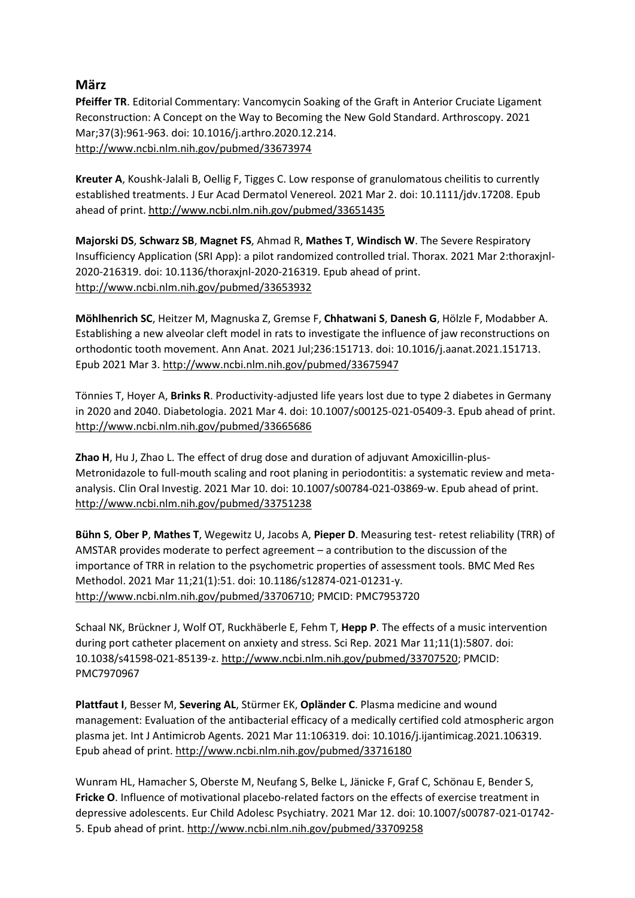## März

**Pfeiffer TR**. Editorial Commentary: Vancomycin Soaking of the Graft in Anterior Cruciate Ligament Reconstruction: A Concept on the Way to Becoming the New Gold Standard. Arthroscopy. 2021 Mar;37(3):961-963. doi: 10.1016/j.arthro.2020.12.214. http://www.ncbi.nlm.nih.gov/pubmed/33673974

**Kreuter A**, Koushk-Jalali B, Oellig F, Tigges C. Low response of granulomatous cheilitis to currently established treatments. J Eur Acad Dermatol Venereol. 2021 Mar 2. doi: 10.1111/jdv.17208. Epub ahead of print. http://www.ncbi.nlm.nih.gov/pubmed/33651435

**Majorski DS**, **Schwarz SB**, **Magnet FS**, Ahmad R, **Mathes T**, **Windisch W**. The Severe Respiratory Insufficiency Application (SRI App): a pilot randomized controlled trial. Thorax. 2021 Mar 2:thoraxjnl-2020-216319. doi: 10.1136/thoraxjnl-2020-216319. Epub ahead of print. http://www.ncbi.nlm.nih.gov/pubmed/33653932

**Möhlhenrich SC**, Heitzer M, Magnuska Z, Gremse F, **Chhatwani S**, **Danesh G**, Hölzle F, Modabber A. Establishing a new alveolar cleft model in rats to investigate the influence of jaw reconstructions on orthodontic tooth movement. Ann Anat. 2021 Jul;236:151713. doi: 10.1016/j.aanat.2021.151713. Epub 2021 Mar 3. http://www.ncbi.nlm.nih.gov/pubmed/33675947

Tönnies T, Hoyer A, **Brinks R**. Productivity-adjusted life years lost due to type 2 diabetes in Germany in 2020 and 2040. Diabetologia. 2021 Mar 4. doi: 10.1007/s00125-021-05409-3. Epub ahead of print. http://www.ncbi.nlm.nih.gov/pubmed/33665686

**Zhao H**, Hu J, Zhao L. The effect of drug dose and duration of adjuvant Amoxicillin-plus-Metronidazole to full-mouth scaling and root planing in periodontitis: a systematic review and meta-analysis. Clin Oral Investig. 2021 Mar 10. doi: 10.1007/s00784-021-03869-w. Epub ahead of print. http://www.ncbi.nlm.nih.gov/pubmed/33751238

**Bühn S**, **Ober P**, **Mathes T**, Wegewitz U, Jacobs A, **Pieper D**. Measuring test- retest reliability (TRR) of AMSTAR provides moderate to perfect agreement – a contribution to the discussion of the importance of TRR in relation to the psychometric properties of assessment tools. BMC Med Res Methodol. 2021 Mar 11;21(1):51. doi: 10.1186/s12874-021-01231-y. http://www.ncbi.nlm.nih.gov/pubmed/33706710; PMCID: PMC7953720

Schaal NK, Brückner J, Wolf OT, Ruckhäberle E, Fehm T, **Hepp P**. The effects of a music intervention during port catheter placement on anxiety and stress. Sci Rep. 2021 Mar 11;11(1):5807. doi: 10.1038/s41598-021-85139-z. http://www.ncbi.nlm.nih.gov/pubmed/33707520; PMCID: PMC7970967

**Plattfaut I**, Besser M, **Severing AL**, Stürmer EK, **Opländer C**. Plasma medicine and wound management: Evaluation of the antibacterial efficacy of a medically certified cold atmospheric argon plasma jet. Int J Antimicrob Agents. 2021 Mar 11:106319. doi: 10.1016/j.ijantimicag.2021.106319. Epub ahead of print. http://www.ncbi.nlm.nih.gov/pubmed/33716180

Wunram HL, Hamacher S, Oberste M, Neufang S, Belke L, Jänicke F, Graf C, Schönau E, Bender S, **Fricke O**. Influence of motivational placebo-related factors on the effects of exercise treatment in depressive adolescents. Eur Child Adolesc Psychiatry. 2021 Mar 12. doi: 10.1007/s00787-021-01742-5. Epub ahead of print. http://www.ncbi.nlm.nih.gov/pubmed/33709258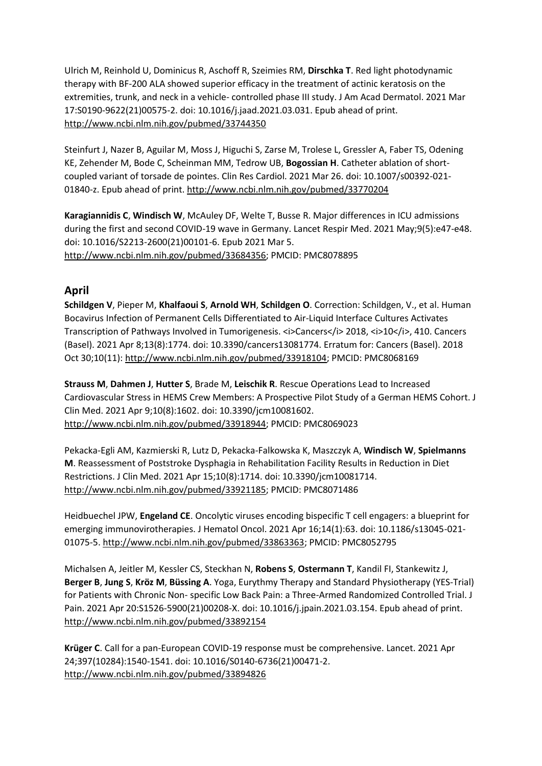Ulrich M, Reinhold U, Dominicus R, Aschoff R, Szeimies RM, **Dirschka T**. Red light photodynamic therapy with BF-200 ALA showed superior efficacy in the treatment of actinic keratosis on the extremities, trunk, and neck in a vehicle- controlled phase III study. J Am Acad Dermatol. 2021 Mar 17:S0190-9622(21)00575-2. doi: 10.1016/j.jaad.2021.03.031. Epub ahead of print. http://www.ncbi.nlm.nih.gov/pubmed/33744350

Steinfurt J, Nazer B, Aguilar M, Moss J, Higuchi S, Zarse M, Trolese L, Gressler A, Faber TS, Odening KE, Zehender M, Bode C, Scheinman MM, Tedrow UB, **Bogossian H**. Catheter ablation of short-coupled variant of torsade de pointes. Clin Res Cardiol. 2021 Mar 26. doi: 10.1007/s00392-021-01840-z. Epub ahead of print. http://www.ncbi.nlm.nih.gov/pubmed/33770204

**Karagiannidis C**, **Windisch W**, McAuley DF, Welte T, Busse R. Major differences in ICU admissions during the first and second COVID-19 wave in Germany. Lancet Respir Med. 2021 May;9(5):e47-e48. doi: 10.1016/S2213-2600(21)00101-6. Epub 2021 Mar 5. http://www.ncbi.nlm.nih.gov/pubmed/33684356; PMCID: PMC8078895

## April

**Schildgen V**, Pieper M, **Khalfaoui S**, **Arnold WH**, **Schildgen O**. Correction: Schildgen, V., et al. Human Bocavirus Infection of Permanent Cells Differentiated to Air-Liquid Interface Cultures Activates Transcription of Pathways Involved in Tumorigenesis. <i>Cancers</i> 2018, <i>10</i>, 410. Cancers (Basel). 2021 Apr 8;13(8):1774. doi: 10.3390/cancers13081774. Erratum for: Cancers (Basel). 2018 Oct 30;10(11): http://www.ncbi.nlm.nih.gov/pubmed/33918104; PMCID: PMC8068169

**Strauss M**, **Dahmen J**, **Hutter S**, Brade M, **Leischik R**. Rescue Operations Lead to Increased Cardiovascular Stress in HEMS Crew Members: A Prospective Pilot Study of a German HEMS Cohort. J Clin Med. 2021 Apr 9;10(8):1602. doi: 10.3390/jcm10081602. http://www.ncbi.nlm.nih.gov/pubmed/33918944; PMCID: PMC8069023

Pekacka-Egli AM, Kazmierski R, Lutz D, Pekacka-Falkowska K, Maszczyk A, **Windisch W**, **Spielmanns M**. Reassessment of Poststroke Dysphagia in Rehabilitation Facility Results in Reduction in Diet Restrictions. J Clin Med. 2021 Apr 15;10(8):1714. doi: 10.3390/jcm10081714. http://www.ncbi.nlm.nih.gov/pubmed/33921185; PMCID: PMC8071486

Heidbuechel JPW, **Engeland CE**. Oncolytic viruses encoding bispecific T cell engagers: a blueprint for emerging immunovirotherapies. J Hematol Oncol. 2021 Apr 16;14(1):63. doi: 10.1186/s13045-021-01075-5. http://www.ncbi.nlm.nih.gov/pubmed/33863363; PMCID: PMC8052795

Michalsen A, Jeitler M, Kessler CS, Steckhan N, **Robens S**, **Ostermann T**, Kandil FI, Stankewitz J, **Berger B**, **Jung S**, **Kröz M**, **Büssing A**. Yoga, Eurythmy Therapy and Standard Physiotherapy (YES-Trial) for Patients with Chronic Non- specific Low Back Pain: a Three-Armed Randomized Controlled Trial. J Pain. 2021 Apr 20:S1526-5900(21)00208-X. doi: 10.1016/j.jpain.2021.03.154. Epub ahead of print. http://www.ncbi.nlm.nih.gov/pubmed/33892154

**Krüger C**. Call for a pan-European COVID-19 response must be comprehensive. Lancet. 2021 Apr 24;397(10284):1540-1541. doi: 10.1016/S0140-6736(21)00471-2. http://www.ncbi.nlm.nih.gov/pubmed/33894826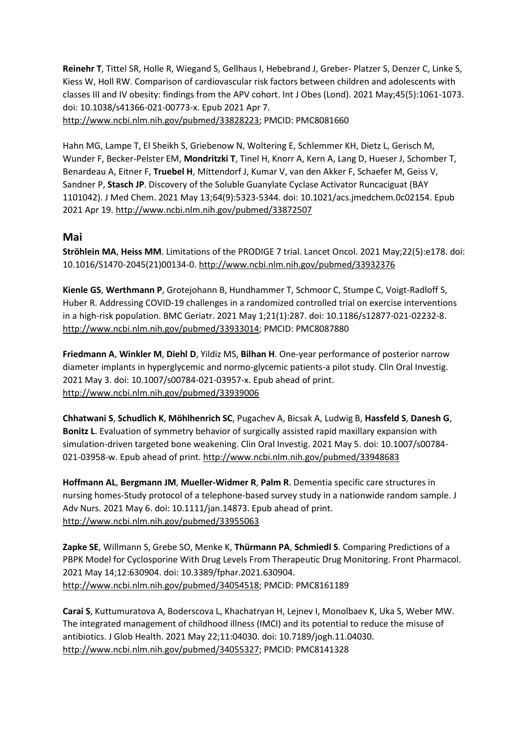**Reinehr T**, Tittel SR, Holle R, Wiegand S, Gellhaus I, Hebebrand J, Greber- Platzer S, Denzer C, Linke S, Kiess W, Holl RW. Comparison of cardiovascular risk factors between children and adolescents with classes III and IV obesity: findings from the APV cohort. Int J Obes (Lond). 2021 May;45(5):1061-1073. doi: 10.1038/s41366-021-00773-x. Epub 2021 Apr 7. http://www.ncbi.nlm.nih.gov/pubmed/33828223; PMCID: PMC8081660

Hahn MG, Lampe T, El Sheikh S, Griebenow N, Woltering E, Schlemmer KH, Dietz L, Gerisch M, Wunder F, Becker-Pelster EM, **Mondritzki T**, Tinel H, Knorr A, Kern A, Lang D, Hueser J, Schomber T, Benardeau A, Eitner F, **Truebel H**, Mittendorf J, Kumar V, van den Akker F, Schaefer M, Geiss V, Sandner P, **Stasch JP**. Discovery of the Soluble Guanylate Cyclase Activator Runcaciguat (BAY 1101042). J Med Chem. 2021 May 13;64(9):5323-5344. doi: 10.1021/acs.jmedchem.0c02154. Epub 2021 Apr 19. http://www.ncbi.nlm.nih.gov/pubmed/33872507

## Mai

**Ströhlein MA**, **Heiss MM**. Limitations of the PRODIGE 7 trial. Lancet Oncol. 2021 May;22(5):e178. doi: 10.1016/S1470-2045(21)00134-0. http://www.ncbi.nlm.nih.gov/pubmed/33932376

**Kienle GS**, **Werthmann P**, Grotejohann B, Hundhammer T, Schmoor C, Stumpe C, Voigt-Radloff S, Huber R. Addressing COVID-19 challenges in a randomized controlled trial on exercise interventions in a high-risk population. BMC Geriatr. 2021 May 1;21(1):287. doi: 10.1186/s12877-021-02232-8. http://www.ncbi.nlm.nih.gov/pubmed/33933014; PMCID: PMC8087880

**Friedmann A**, **Winkler M**, **Diehl D**, Yildiz MS, **Bilhan H**. One-year performance of posterior narrow diameter implants in hyperglycemic and normo-glycemic patients-a pilot study. Clin Oral Investig. 2021 May 3. doi: 10.1007/s00784-021-03957-x. Epub ahead of print. http://www.ncbi.nlm.nih.gov/pubmed/33939006

**Chhatwani S**, **Schudlich K**, **Möhlhenrich SC**, Pugachev A, Bicsak A, Ludwig B, **Hassfeld S**, **Danesh G**, **Bonitz L**. Evaluation of symmetry behavior of surgically assisted rapid maxillary expansion with simulation-driven targeted bone weakening. Clin Oral Investig. 2021 May 5. doi: 10.1007/s00784-021-03958-w. Epub ahead of print. http://www.ncbi.nlm.nih.gov/pubmed/33948683

**Hoffmann AL**, **Bergmann JM**, **Mueller-Widmer R**, **Palm R**. Dementia specific care structures in nursing homes-Study protocol of a telephone-based survey study in a nationwide random sample. J Adv Nurs. 2021 May 6. doi: 10.1111/jan.14873. Epub ahead of print. http://www.ncbi.nlm.nih.gov/pubmed/33955063

**Zapke SE**, Willmann S, Grebe SO, Menke K, **Thürmann PA**, **Schmiedl S**. Comparing Predictions of a PBPK Model for Cyclosporine With Drug Levels From Therapeutic Drug Monitoring. Front Pharmacol. 2021 May 14;12:630904. doi: 10.3389/fphar.2021.630904. http://www.ncbi.nlm.nih.gov/pubmed/34054518; PMCID: PMC8161189

**Carai S**, Kuttumuratova A, Boderscova L, Khachatryan H, Lejnev I, Monolbaev K, Uka S, Weber MW. The integrated management of childhood illness (IMCI) and its potential to reduce the misuse of antibiotics. J Glob Health. 2021 May 22;11:04030. doi: 10.7189/jogh.11.04030. http://www.ncbi.nlm.nih.gov/pubmed/34055327; PMCID: PMC8141328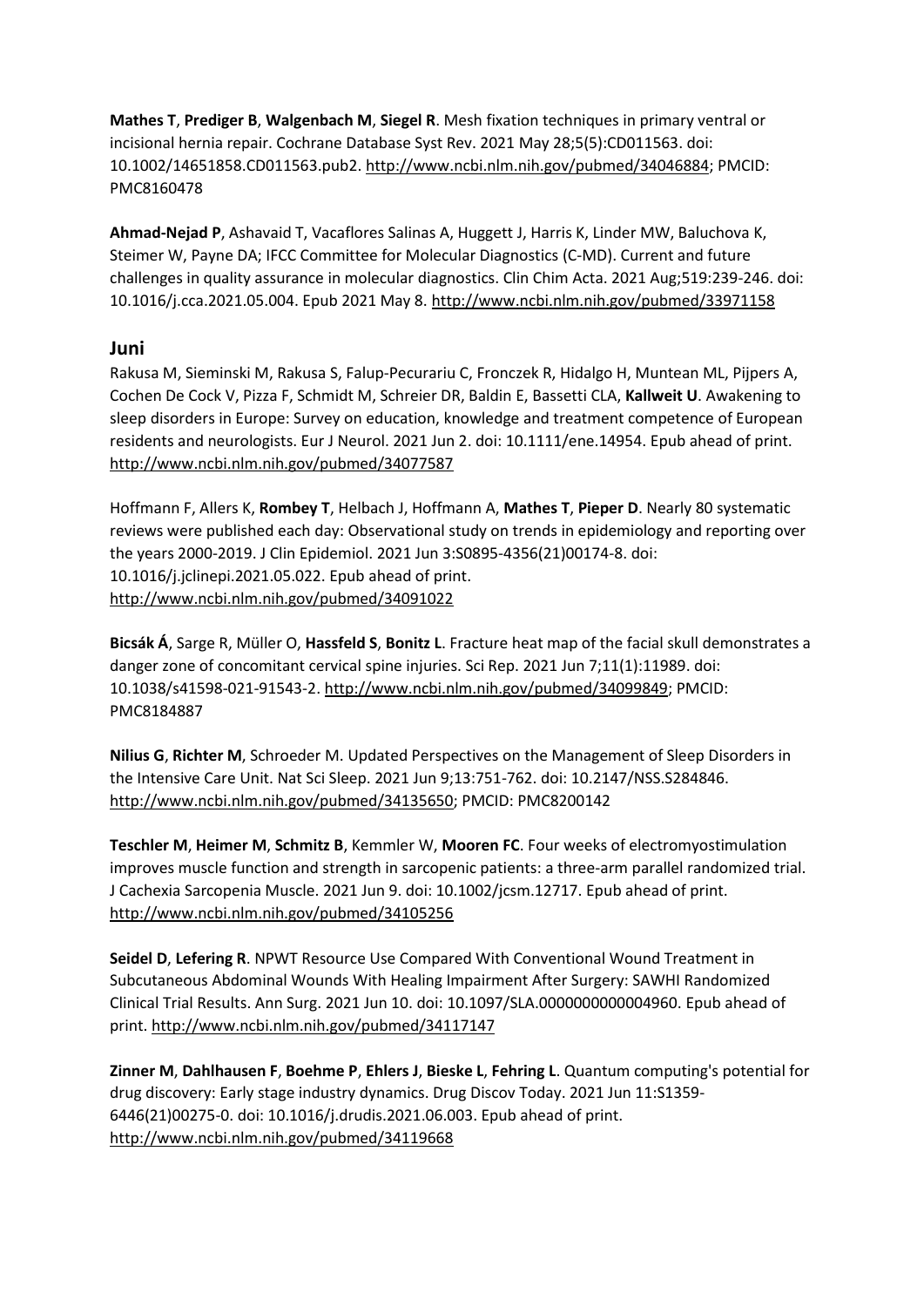**Mathes T**, **Prediger B**, **Walgenbach M**, **Siegel R**. Mesh fixation techniques in primary ventral or incisional hernia repair. Cochrane Database Syst Rev. 2021 May 28;5(5):CD011563. doi: 10.1002/14651858.CD011563.pub2. http://www.ncbi.nlm.nih.gov/pubmed/34046884; PMCID: PMC8160478

**Ahmad-Nejad P**, Ashavaid T, Vacaflores Salinas A, Huggett J, Harris K, Linder MW, Baluchova K, Steimer W, Payne DA; IFCC Committee for Molecular Diagnostics (C-MD). Current and future challenges in quality assurance in molecular diagnostics. Clin Chim Acta. 2021 Aug;519:239-246. doi: 10.1016/j.cca.2021.05.004. Epub 2021 May 8. http://www.ncbi.nlm.nih.gov/pubmed/33971158

## Juni

Rakusa M, Sieminski M, Rakusa S, Falup-Pecurariu C, Fronczek R, Hidalgo H, Muntean ML, Pijpers A, Cochen De Cock V, Pizza F, Schmidt M, Schreier DR, Baldin E, Bassetti CLA, **Kallweit U**. Awakening to sleep disorders in Europe: Survey on education, knowledge and treatment competence of European residents and neurologists. Eur J Neurol. 2021 Jun 2. doi: 10.1111/ene.14954. Epub ahead of print. http://www.ncbi.nlm.nih.gov/pubmed/34077587

Hoffmann F, Allers K, **Rombey T**, Helbach J, Hoffmann A, **Mathes T**, **Pieper D**. Nearly 80 systematic reviews were published each day: Observational study on trends in epidemiology and reporting over the years 2000-2019. J Clin Epidemiol. 2021 Jun 3:S0895-4356(21)00174-8. doi: 10.1016/j.jclinepi.2021.05.022. Epub ahead of print. http://www.ncbi.nlm.nih.gov/pubmed/34091022

**Bicsák Á**, Sarge R, Müller O, **Hassfeld S**, **Bonitz L**. Fracture heat map of the facial skull demonstrates a danger zone of concomitant cervical spine injuries. Sci Rep. 2021 Jun 7;11(1):11989. doi: 10.1038/s41598-021-91543-2. http://www.ncbi.nlm.nih.gov/pubmed/34099849; PMCID: PMC8184887

**Nilius G**, **Richter M**, Schroeder M. Updated Perspectives on the Management of Sleep Disorders in the Intensive Care Unit. Nat Sci Sleep. 2021 Jun 9;13:751-762. doi: 10.2147/NSS.S284846. http://www.ncbi.nlm.nih.gov/pubmed/34135650; PMCID: PMC8200142

**Teschler M**, **Heimer M**, **Schmitz B**, Kemmler W, **Mooren FC**. Four weeks of electromyostimulation improves muscle function and strength in sarcopenic patients: a three-arm parallel randomized trial. J Cachexia Sarcopenia Muscle. 2021 Jun 9. doi: 10.1002/jcsm.12717. Epub ahead of print. http://www.ncbi.nlm.nih.gov/pubmed/34105256

**Seidel D**, **Lefering R**. NPWT Resource Use Compared With Conventional Wound Treatment in Subcutaneous Abdominal Wounds With Healing Impairment After Surgery: SAWHI Randomized Clinical Trial Results. Ann Surg. 2021 Jun 10. doi: 10.1097/SLA.0000000000004960. Epub ahead of print. http://www.ncbi.nlm.nih.gov/pubmed/34117147

**Zinner M**, **Dahlhausen F**, **Boehme P**, **Ehlers J**, **Bieske L**, **Fehring L**. Quantum computing's potential for drug discovery: Early stage industry dynamics. Drug Discov Today. 2021 Jun 11:S1359-6446(21)00275-0. doi: 10.1016/j.drudis.2021.06.003. Epub ahead of print. http://www.ncbi.nlm.nih.gov/pubmed/34119668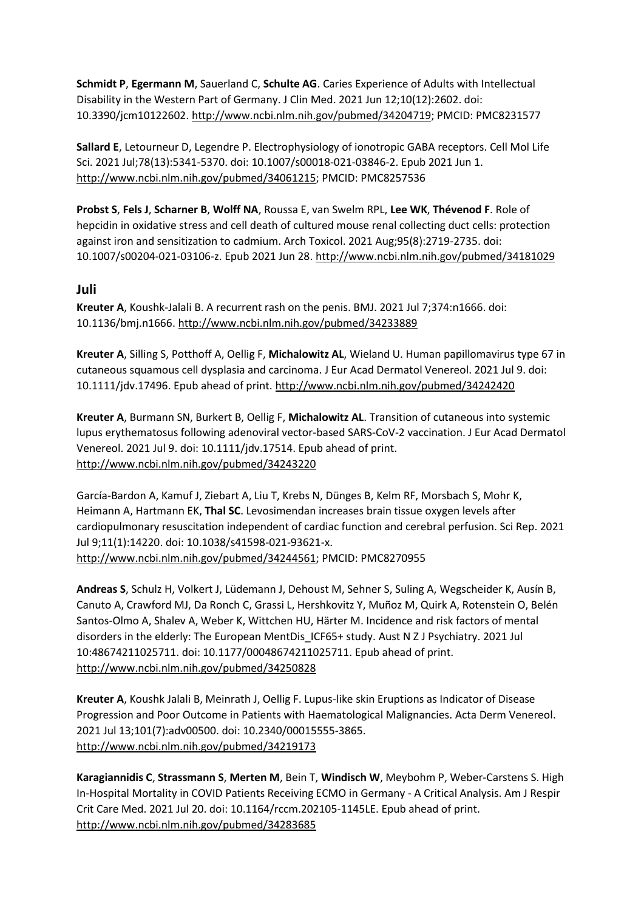**Schmidt P**, **Egermann M**, Sauerland C, **Schulte AG**. Caries Experience of Adults with Intellectual Disability in the Western Part of Germany. J Clin Med. 2021 Jun 12;10(12):2602. doi: 10.3390/jcm10122602. http://www.ncbi.nlm.nih.gov/pubmed/34204719; PMCID: PMC8231577

**Sallard E**, Letourneur D, Legendre P. Electrophysiology of ionotropic GABA receptors. Cell Mol Life Sci. 2021 Jul;78(13):5341-5370. doi: 10.1007/s00018-021-03846-2. Epub 2021 Jun 1. http://www.ncbi.nlm.nih.gov/pubmed/34061215; PMCID: PMC8257536

**Probst S**, **Fels J**, **Scharner B**, **Wolff NA**, Roussa E, van Swelm RPL, **Lee WK**, **Thévenod F**. Role of hepcidin in oxidative stress and cell death of cultured mouse renal collecting duct cells: protection against iron and sensitization to cadmium. Arch Toxicol. 2021 Aug;95(8):2719-2735. doi: 10.1007/s00204-021-03106-z. Epub 2021 Jun 28. http://www.ncbi.nlm.nih.gov/pubmed/34181029

## Juli

**Kreuter A**, Koushk-Jalali B. A recurrent rash on the penis. BMJ. 2021 Jul 7;374:n1666. doi: 10.1136/bmj.n1666. http://www.ncbi.nlm.nih.gov/pubmed/34233889

**Kreuter A**, Silling S, Potthoff A, Oellig F, **Michalowitz AL**, Wieland U. Human papillomavirus type 67 in cutaneous squamous cell dysplasia and carcinoma. J Eur Acad Dermatol Venereol. 2021 Jul 9. doi: 10.1111/jdv.17496. Epub ahead of print. http://www.ncbi.nlm.nih.gov/pubmed/34242420

**Kreuter A**, Burmann SN, Burkert B, Oellig F, **Michalowitz AL**. Transition of cutaneous into systemic lupus erythematosus following adenoviral vector-based SARS-CoV-2 vaccination. J Eur Acad Dermatol Venereol. 2021 Jul 9. doi: 10.1111/jdv.17514. Epub ahead of print. http://www.ncbi.nlm.nih.gov/pubmed/34243220

García-Bardon A, Kamuf J, Ziebart A, Liu T, Krebs N, Dünges B, Kelm RF, Morsbach S, Mohr K, Heimann A, Hartmann EK, **Thal SC**. Levosimendan increases brain tissue oxygen levels after cardiopulmonary resuscitation independent of cardiac function and cerebral perfusion. Sci Rep. 2021 Jul 9;11(1):14220. doi: 10.1038/s41598-021-93621-x. http://www.ncbi.nlm.nih.gov/pubmed/34244561; PMCID: PMC8270955

**Andreas S**, Schulz H, Volkert J, Lüdemann J, Dehoust M, Sehner S, Suling A, Wegscheider K, Ausín B, Canuto A, Crawford MJ, Da Ronch C, Grassi L, Hershkovitz Y, Muñoz M, Quirk A, Rotenstein O, Belén Santos-Olmo A, Shalev A, Weber K, Wittchen HU, Härter M. Incidence and risk factors of mental disorders in the elderly: The European MentDis_ICF65+ study. Aust N Z J Psychiatry. 2021 Jul 10:48674211025711. doi: 10.1177/00048674211025711. Epub ahead of print. http://www.ncbi.nlm.nih.gov/pubmed/34250828

**Kreuter A**, Koushk Jalali B, Meinrath J, Oellig F. Lupus-like skin Eruptions as Indicator of Disease Progression and Poor Outcome in Patients with Haematological Malignancies. Acta Derm Venereol. 2021 Jul 13;101(7):adv00500. doi: 10.2340/00015555-3865. http://www.ncbi.nlm.nih.gov/pubmed/34219173

**Karagiannidis C**, **Strassmann S**, **Merten M**, Bein T, **Windisch W**, Meybohm P, Weber-Carstens S. High In-Hospital Mortality in COVID Patients Receiving ECMO in Germany - A Critical Analysis. Am J Respir Crit Care Med. 2021 Jul 20. doi: 10.1164/rccm.202105-1145LE. Epub ahead of print. http://www.ncbi.nlm.nih.gov/pubmed/34283685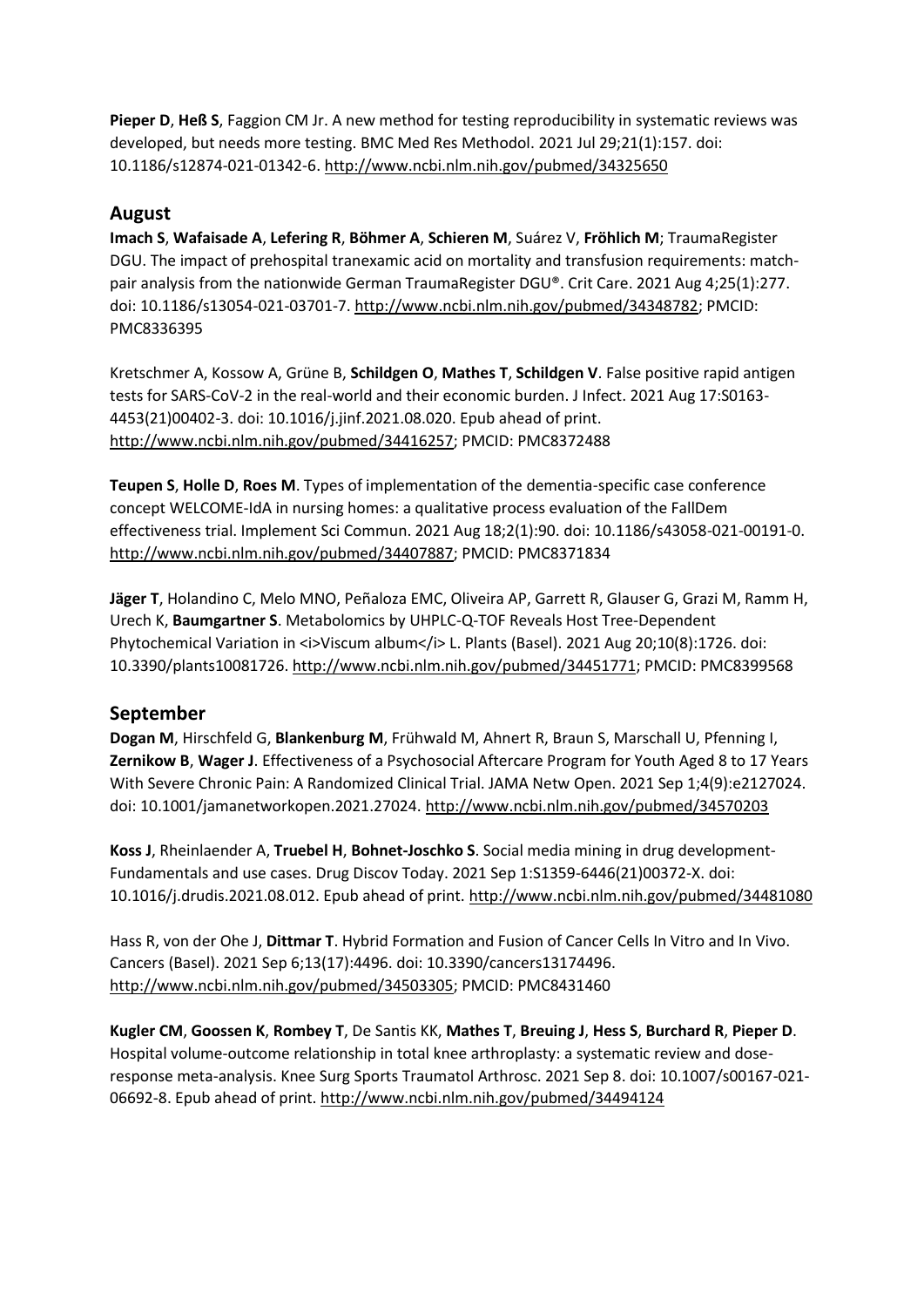**Pieper D**, **Heß S**, Faggion CM Jr. A new method for testing reproducibility in systematic reviews was developed, but needs more testing. BMC Med Res Methodol. 2021 Jul 29;21(1):157. doi: 10.1186/s12874-021-01342-6. http://www.ncbi.nlm.nih.gov/pubmed/34325650

## August

**Imach S**, **Wafaisade A**, **Lefering R**, **Böhmer A**, **Schieren M**, Suárez V, **Fröhlich M**; TraumaRegister DGU. The impact of prehospital tranexamic acid on mortality and transfusion requirements: match-pair analysis from the nationwide German TraumaRegister DGU®. Crit Care. 2021 Aug 4;25(1):277. doi: 10.1186/s13054-021-03701-7. http://www.ncbi.nlm.nih.gov/pubmed/34348782; PMCID: PMC8336395

Kretschmer A, Kossow A, Grüne B, **Schildgen O**, **Mathes T**, **Schildgen V**. False positive rapid antigen tests for SARS-CoV-2 in the real-world and their economic burden. J Infect. 2021 Aug 17:S0163-4453(21)00402-3. doi: 10.1016/j.jinf.2021.08.020. Epub ahead of print. http://www.ncbi.nlm.nih.gov/pubmed/34416257; PMCID: PMC8372488

**Teupen S**, **Holle D**, **Roes M**. Types of implementation of the dementia-specific case conference concept WELCOME-IdA in nursing homes: a qualitative process evaluation of the FallDem effectiveness trial. Implement Sci Commun. 2021 Aug 18;2(1):90. doi: 10.1186/s43058-021-00191-0. http://www.ncbi.nlm.nih.gov/pubmed/34407887; PMCID: PMC8371834

**Jäger T**, Holandino C, Melo MNO, Peñaloza EMC, Oliveira AP, Garrett R, Glauser G, Grazi M, Ramm H, Urech K, **Baumgartner S**. Metabolomics by UHPLC-Q-TOF Reveals Host Tree-Dependent Phytochemical Variation in <i>Viscum album</i> L. Plants (Basel). 2021 Aug 20;10(8):1726. doi: 10.3390/plants10081726. http://www.ncbi.nlm.nih.gov/pubmed/34451771; PMCID: PMC8399568

## September

**Dogan M**, Hirschfeld G, **Blankenburg M**, Frühwald M, Ahnert R, Braun S, Marschall U, Pfenning I, **Zernikow B**, **Wager J**. Effectiveness of a Psychosocial Aftercare Program for Youth Aged 8 to 17 Years With Severe Chronic Pain: A Randomized Clinical Trial. JAMA Netw Open. 2021 Sep 1;4(9):e2127024. doi: 10.1001/jamanetworkopen.2021.27024. http://www.ncbi.nlm.nih.gov/pubmed/34570203

**Koss J**, Rheinlaender A, **Truebel H**, **Bohnet-Joschko S**. Social media mining in drug development-Fundamentals and use cases. Drug Discov Today. 2021 Sep 1:S1359-6446(21)00372-X. doi: 10.1016/j.drudis.2021.08.012. Epub ahead of print. http://www.ncbi.nlm.nih.gov/pubmed/34481080

Hass R, von der Ohe J, **Dittmar T**. Hybrid Formation and Fusion of Cancer Cells In Vitro and In Vivo. Cancers (Basel). 2021 Sep 6;13(17):4496. doi: 10.3390/cancers13174496. http://www.ncbi.nlm.nih.gov/pubmed/34503305; PMCID: PMC8431460

**Kugler CM**, **Goossen K**, **Rombey T**, De Santis KK, **Mathes T**, **Breuing J**, **Hess S**, **Burchard R**, **Pieper D**. Hospital volume-outcome relationship in total knee arthroplasty: a systematic review and dose-response meta-analysis. Knee Surg Sports Traumatol Arthrosc. 2021 Sep 8. doi: 10.1007/s00167-021-06692-8. Epub ahead of print. http://www.ncbi.nlm.nih.gov/pubmed/34494124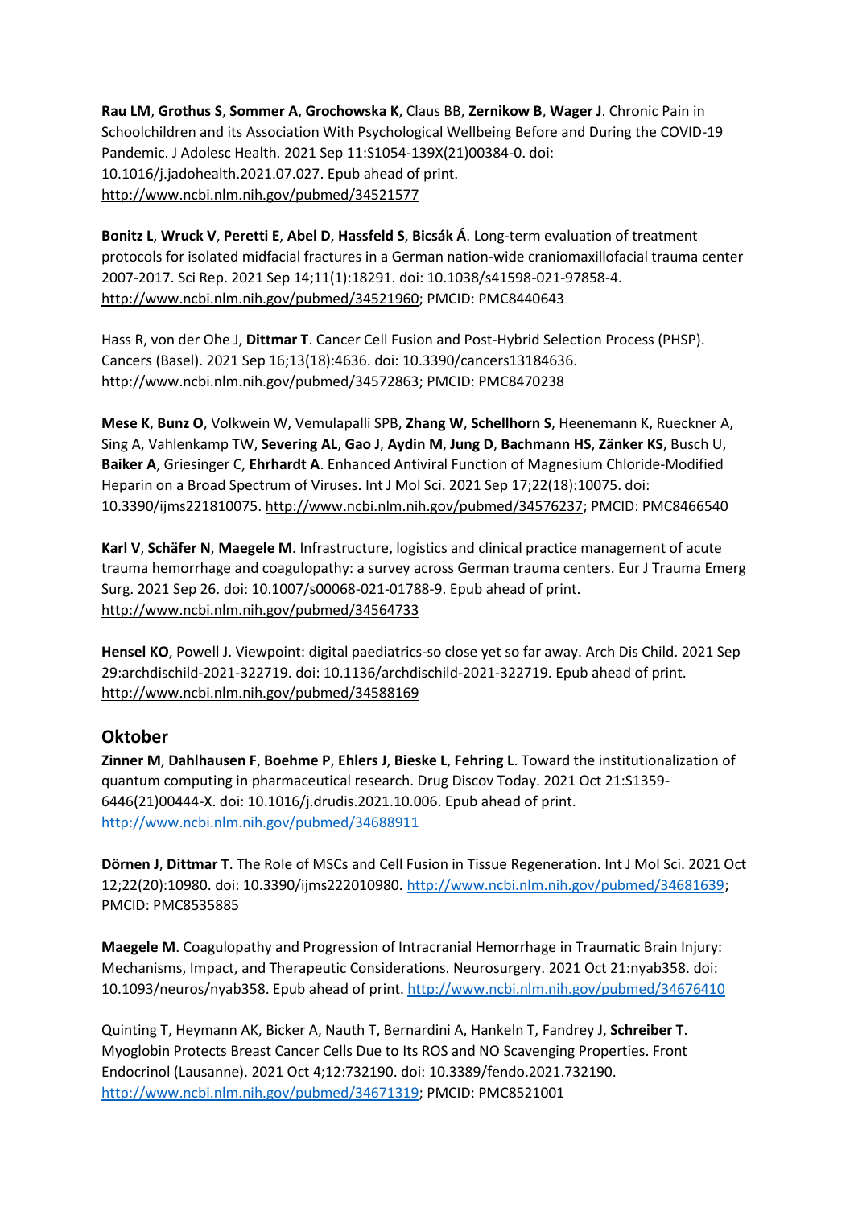**Rau LM**, **Grothus S**, **Sommer A**, **Grochowska K**, Claus BB, **Zernikow B**, **Wager J**. Chronic Pain in Schoolchildren and its Association With Psychological Wellbeing Before and During the COVID-19 Pandemic. J Adolesc Health. 2021 Sep 11:S1054-139X(21)00384-0. doi: 10.1016/j.jadohealth.2021.07.027. Epub ahead of print. http://www.ncbi.nlm.nih.gov/pubmed/34521577

**Bonitz L**, **Wruck V**, **Peretti E**, **Abel D**, **Hassfeld S**, **Bicsák Á**. Long-term evaluation of treatment protocols for isolated midfacial fractures in a German nation-wide craniomaxillofacial trauma center 2007-2017. Sci Rep. 2021 Sep 14;11(1):18291. doi: 10.1038/s41598-021-97858-4. http://www.ncbi.nlm.nih.gov/pubmed/34521960; PMCID: PMC8440643

Hass R, von der Ohe J, **Dittmar T**. Cancer Cell Fusion and Post-Hybrid Selection Process (PHSP). Cancers (Basel). 2021 Sep 16;13(18):4636. doi: 10.3390/cancers13184636. http://www.ncbi.nlm.nih.gov/pubmed/34572863; PMCID: PMC8470238

**Mese K**, **Bunz O**, Volkwein W, Vemulapalli SPB, **Zhang W**, **Schellhorn S**, Heenemann K, Rueckner A, Sing A, Vahlenkamp TW, **Severing AL**, **Gao J**, **Aydin M**, **Jung D**, **Bachmann HS**, **Zänker KS**, Busch U, **Baiker A**, Griesinger C, **Ehrhardt A**. Enhanced Antiviral Function of Magnesium Chloride-Modified Heparin on a Broad Spectrum of Viruses. Int J Mol Sci. 2021 Sep 17;22(18):10075. doi: 10.3390/ijms221810075. http://www.ncbi.nlm.nih.gov/pubmed/34576237; PMCID: PMC8466540

**Karl V**, **Schäfer N**, **Maegele M**. Infrastructure, logistics and clinical practice management of acute trauma hemorrhage and coagulopathy: a survey across German trauma centers. Eur J Trauma Emerg Surg. 2021 Sep 26. doi: 10.1007/s00068-021-01788-9. Epub ahead of print. http://www.ncbi.nlm.nih.gov/pubmed/34564733

**Hensel KO**, Powell J. Viewpoint: digital paediatrics-so close yet so far away. Arch Dis Child. 2021 Sep 29:archdischild-2021-322719. doi: 10.1136/archdischild-2021-322719. Epub ahead of print. http://www.ncbi.nlm.nih.gov/pubmed/34588169

## Oktober

**Zinner M**, **Dahlhausen F**, **Boehme P**, **Ehlers J**, **Bieske L**, **Fehring L**. Toward the institutionalization of quantum computing in pharmaceutical research. Drug Discov Today. 2021 Oct 21:S1359-6446(21)00444-X. doi: 10.1016/j.drudis.2021.10.006. Epub ahead of print. http://www.ncbi.nlm.nih.gov/pubmed/34688911

**Dörnen J**, **Dittmar T**. The Role of MSCs and Cell Fusion in Tissue Regeneration. Int J Mol Sci. 2021 Oct 12;22(20):10980. doi: 10.3390/ijms222010980. http://www.ncbi.nlm.nih.gov/pubmed/34681639; PMCID: PMC8535885

**Maegele M**. Coagulopathy and Progression of Intracranial Hemorrhage in Traumatic Brain Injury: Mechanisms, Impact, and Therapeutic Considerations. Neurosurgery. 2021 Oct 21:nyab358. doi: 10.1093/neuros/nyab358. Epub ahead of print. http://www.ncbi.nlm.nih.gov/pubmed/34676410

Quinting T, Heymann AK, Bicker A, Nauth T, Bernardini A, Hankeln T, Fandrey J, **Schreiber T**. Myoglobin Protects Breast Cancer Cells Due to Its ROS and NO Scavenging Properties. Front Endocrinol (Lausanne). 2021 Oct 4;12:732190. doi: 10.3389/fendo.2021.732190. http://www.ncbi.nlm.nih.gov/pubmed/34671319; PMCID: PMC8521001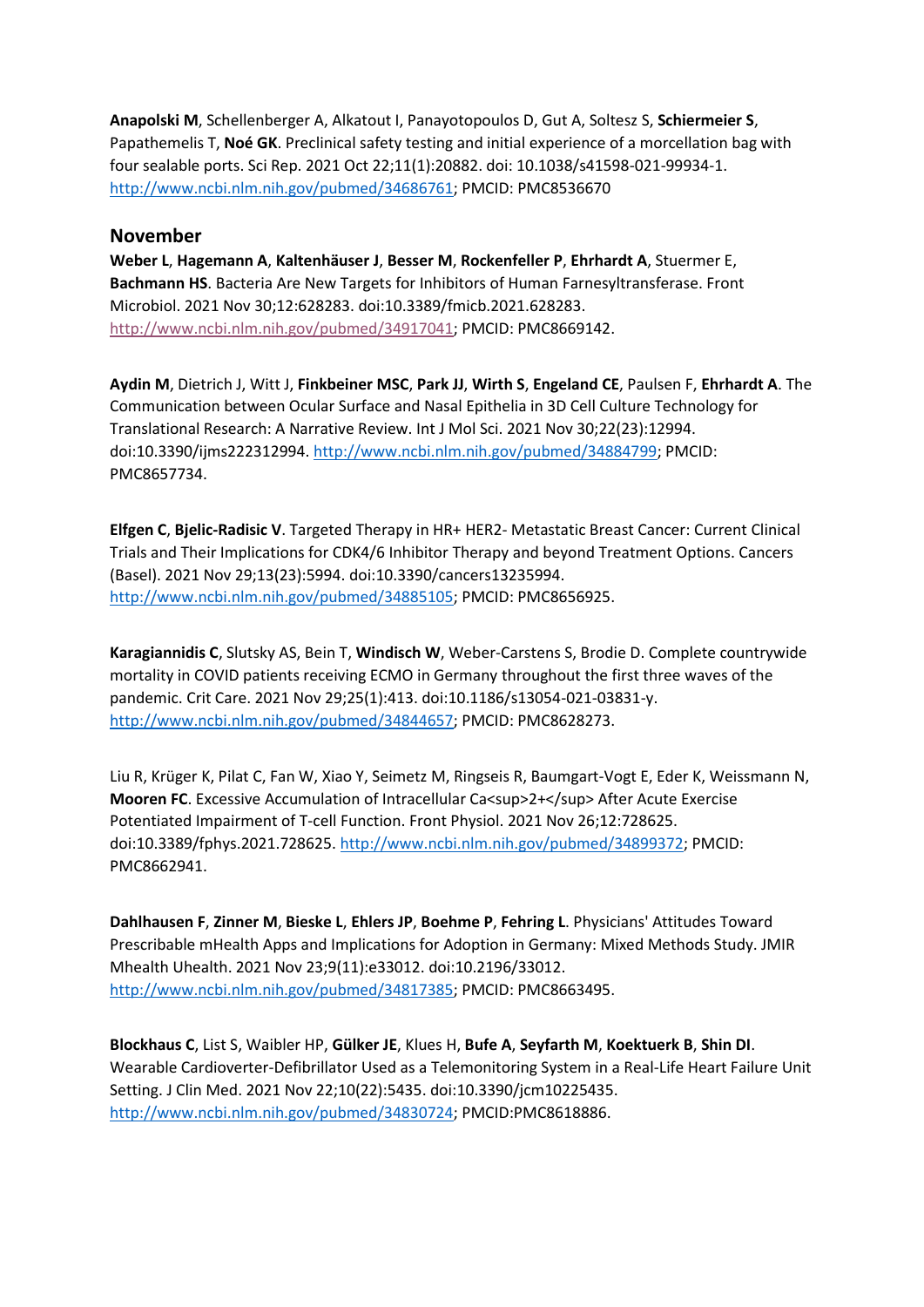**Anapolski M**, Schellenberger A, Alkatout I, Panayotopoulos D, Gut A, Soltesz S, **Schiermeier S**, Papathemelis T, **Noé GK**. Preclinical safety testing and initial experience of a morcellation bag with four sealable ports. Sci Rep. 2021 Oct 22;11(1):20882. doi: 10.1038/s41598-021-99934-1. http://www.ncbi.nlm.nih.gov/pubmed/34686761; PMCID: PMC8536670

## November

**Weber L**, **Hagemann A**, **Kaltenhäuser J**, **Besser M**, **Rockenfeller P**, **Ehrhardt A**, Stuermer E, **Bachmann HS**. Bacteria Are New Targets for Inhibitors of Human Farnesyltransferase. Front Microbiol. 2021 Nov 30;12:628283. doi:10.3389/fmicb.2021.628283. http://www.ncbi.nlm.nih.gov/pubmed/34917041; PMCID: PMC8669142.

**Aydin M**, Dietrich J, Witt J, **Finkbeiner MSC**, **Park JJ**, **Wirth S**, **Engeland CE**, Paulsen F, **Ehrhardt A**. The Communication between Ocular Surface and Nasal Epithelia in 3D Cell Culture Technology for Translational Research: A Narrative Review. Int J Mol Sci. 2021 Nov 30;22(23):12994. doi:10.3390/ijms222312994. http://www.ncbi.nlm.nih.gov/pubmed/34884799; PMCID: PMC8657734.

**Elfgen C**, **Bjelic-Radisic V**. Targeted Therapy in HR+ HER2- Metastatic Breast Cancer: Current Clinical Trials and Their Implications for CDK4/6 Inhibitor Therapy and beyond Treatment Options. Cancers (Basel). 2021 Nov 29;13(23):5994. doi:10.3390/cancers13235994. http://www.ncbi.nlm.nih.gov/pubmed/34885105; PMCID: PMC8656925.

**Karagiannidis C**, Slutsky AS, Bein T, **Windisch W**, Weber-Carstens S, Brodie D. Complete countrywide mortality in COVID patients receiving ECMO in Germany throughout the first three waves of the pandemic. Crit Care. 2021 Nov 29;25(1):413. doi:10.1186/s13054-021-03831-y. http://www.ncbi.nlm.nih.gov/pubmed/34844657; PMCID: PMC8628273.

Liu R, Krüger K, Pilat C, Fan W, Xiao Y, Seimetz M, Ringseis R, Baumgart-Vogt E, Eder K, Weissmann N, **Mooren FC**. Excessive Accumulation of Intracellular Ca<sup>2+</sup> After Acute Exercise Potentiated Impairment of T-cell Function. Front Physiol. 2021 Nov 26;12:728625. doi:10.3389/fphys.2021.728625. http://www.ncbi.nlm.nih.gov/pubmed/34899372; PMCID: PMC8662941.

**Dahlhausen F**, **Zinner M**, **Bieske L**, **Ehlers JP**, **Boehme P**, **Fehring L**. Physicians' Attitudes Toward Prescribable mHealth Apps and Implications for Adoption in Germany: Mixed Methods Study. JMIR Mhealth Uhealth. 2021 Nov 23;9(11):e33012. doi:10.2196/33012. http://www.ncbi.nlm.nih.gov/pubmed/34817385; PMCID: PMC8663495.

**Blockhaus C**, List S, Waibler HP, **Gülker JE**, Klues H, **Bufe A**, **Seyfarth M**, **Koektuerk B**, **Shin DI**. Wearable Cardioverter-Defibrillator Used as a Telemonitoring System in a Real-Life Heart Failure Unit Setting. J Clin Med. 2021 Nov 22;10(22):5435. doi:10.3390/jcm10225435. http://www.ncbi.nlm.nih.gov/pubmed/34830724; PMCID:PMC8618886.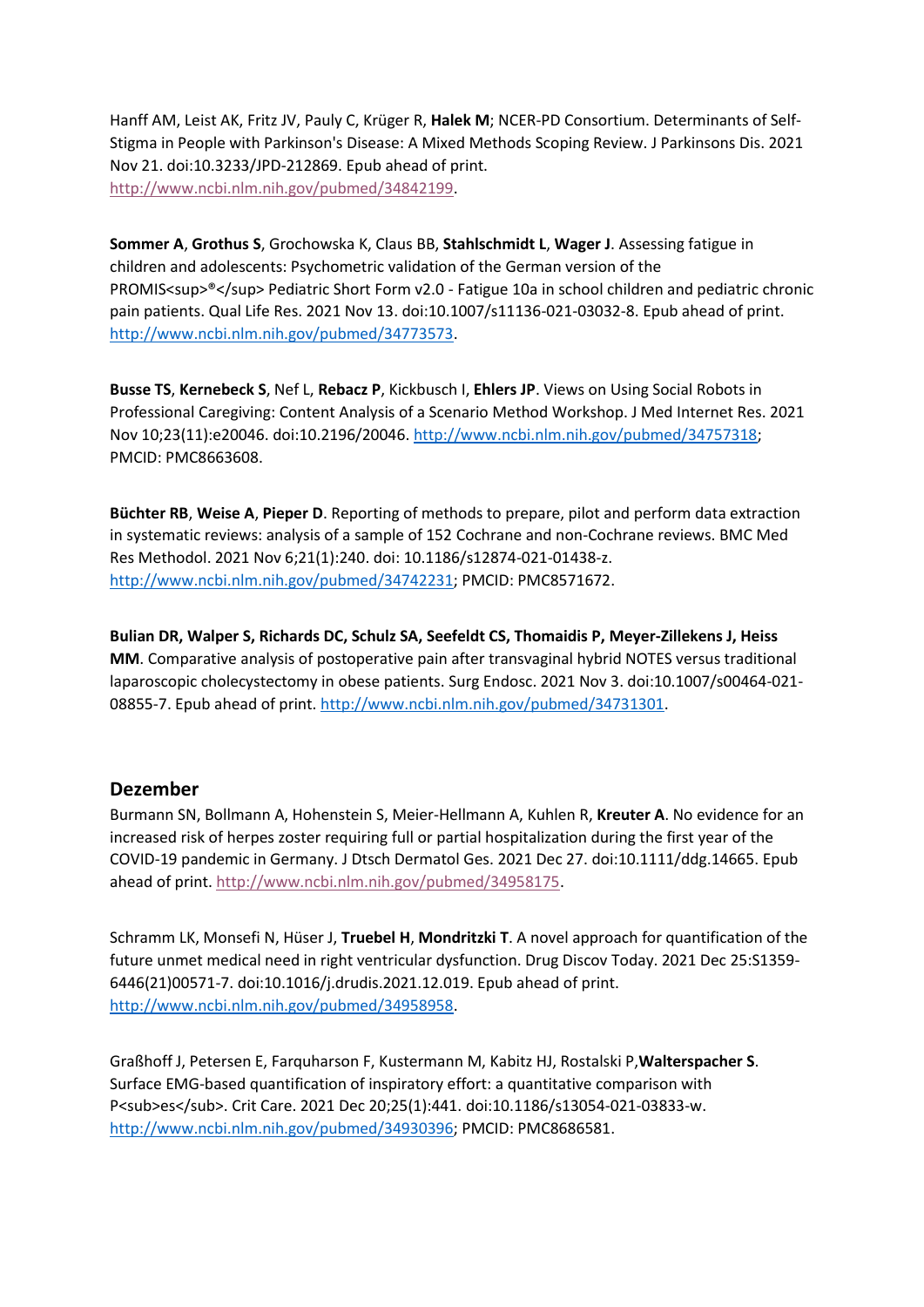Hanff AM, Leist AK, Fritz JV, Pauly C, Krüger R, **Halek M**; NCER-PD Consortium. Determinants of Self-Stigma in People with Parkinson's Disease: A Mixed Methods Scoping Review. J Parkinsons Dis. 2021 Nov 21. doi:10.3233/JPD-212869. Epub ahead of print. http://www.ncbi.nlm.nih.gov/pubmed/34842199.

**Sommer A**, **Grothus S**, Grochowska K, Claus BB, **Stahlschmidt L**, **Wager J**. Assessing fatigue in children and adolescents: Psychometric validation of the German version of the PROMIS® Pediatric Short Form v2.0 - Fatigue 10a in school children and pediatric chronic pain patients. Qual Life Res. 2021 Nov 13. doi:10.1007/s11136-021-03032-8. Epub ahead of print. http://www.ncbi.nlm.nih.gov/pubmed/34773573.

**Busse TS**, **Kernebeck S**, Nef L, **Rebacz P**, Kickbusch I, **Ehlers JP**. Views on Using Social Robots in Professional Caregiving: Content Analysis of a Scenario Method Workshop. J Med Internet Res. 2021 Nov 10;23(11):e20046. doi:10.2196/20046. http://www.ncbi.nlm.nih.gov/pubmed/34757318; PMCID: PMC8663608.

**Büchter RB**, **Weise A**, **Pieper D**. Reporting of methods to prepare, pilot and perform data extraction in systematic reviews: analysis of a sample of 152 Cochrane and non-Cochrane reviews. BMC Med Res Methodol. 2021 Nov 6;21(1):240. doi: 10.1186/s12874-021-01438-z. http://www.ncbi.nlm.nih.gov/pubmed/34742231; PMCID: PMC8571672.

**Bulian DR, Walper S, Richards DC, Schulz SA, Seefeldt CS, Thomaidis P, Meyer-Zillekens J, Heiss MM**. Comparative analysis of postoperative pain after transvaginal hybrid NOTES versus traditional laparoscopic cholecystectomy in obese patients. Surg Endosc. 2021 Nov 3. doi:10.1007/s00464-021-08855-7. Epub ahead of print. http://www.ncbi.nlm.nih.gov/pubmed/34731301.

## Dezember

Burmann SN, Bollmann A, Hohenstein S, Meier-Hellmann A, Kuhlen R, **Kreuter A**. No evidence for an increased risk of herpes zoster requiring full or partial hospitalization during the first year of the COVID-19 pandemic in Germany. J Dtsch Dermatol Ges. 2021 Dec 27. doi:10.1111/ddg.14665. Epub ahead of print. http://www.ncbi.nlm.nih.gov/pubmed/34958175.

Schramm LK, Monsefi N, Hüser J, **Truebel H**, **Mondritzki T**. A novel approach for quantification of the future unmet medical need in right ventricular dysfunction. Drug Discov Today. 2021 Dec 25:S1359-6446(21)00571-7. doi:10.1016/j.drudis.2021.12.019. Epub ahead of print. http://www.ncbi.nlm.nih.gov/pubmed/34958958.

Graßhoff J, Petersen E, Farquharson F, Kustermann M, Kabitz HJ, Rostalski P,**Walterspacher S**. Surface EMG-based quantification of inspiratory effort: a quantitative comparison with $P_{es}$. Crit Care. 2021 Dec 20;25(1):441. doi:10.1186/s13054-021-03833-w. http://www.ncbi.nlm.nih.gov/pubmed/34930396; PMCID: PMC8686581.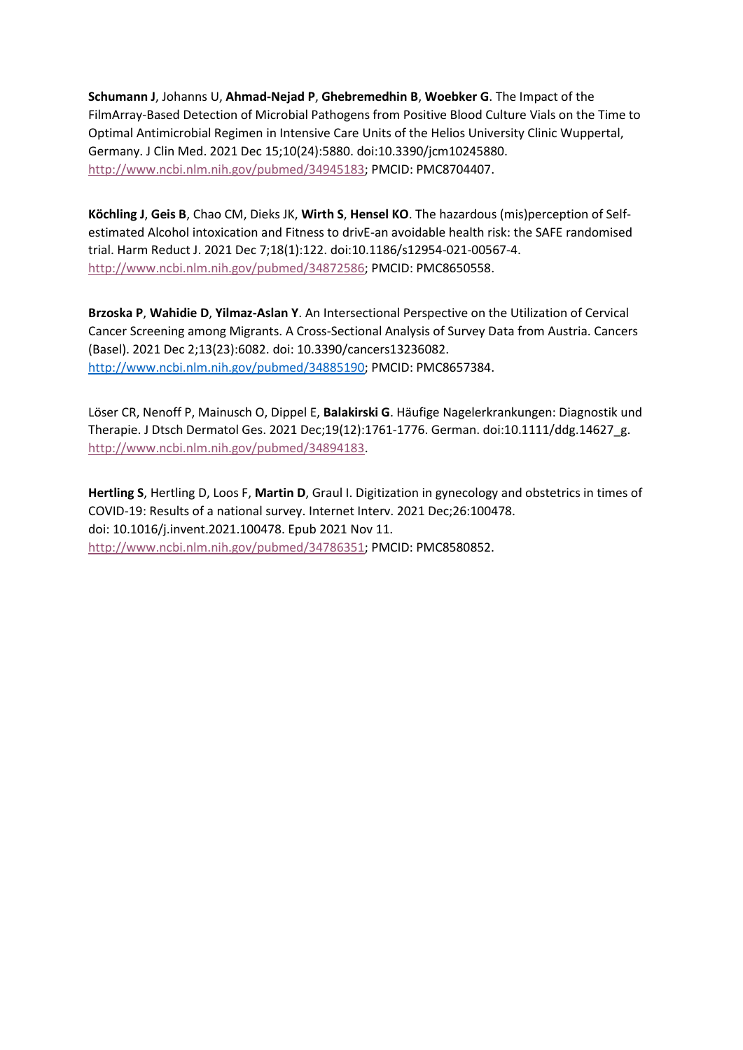**Schumann J**, Johanns U, **Ahmad-Nejad P**, **Ghebremedhin B**, **Woebker G**. The Impact of the FilmArray-Based Detection of Microbial Pathogens from Positive Blood Culture Vials on the Time to Optimal Antimicrobial Regimen in Intensive Care Units of the Helios University Clinic Wuppertal, Germany. J Clin Med. 2021 Dec 15;10(24):5880. doi:10.3390/jcm10245880. http://www.ncbi.nlm.nih.gov/pubmed/34945183; PMCID: PMC8704407.

**Köchling J**, **Geis B**, Chao CM, Dieks JK, **Wirth S**, **Hensel KO**. The hazardous (mis)perception of Self-estimated Alcohol intoxication and Fitness to drivE-an avoidable health risk: the SAFE randomised trial. Harm Reduct J. 2021 Dec 7;18(1):122. doi:10.1186/s12954-021-00567-4. http://www.ncbi.nlm.nih.gov/pubmed/34872586; PMCID: PMC8650558.

**Brzoska P**, **Wahidie D**, **Yilmaz-Aslan Y**. An Intersectional Perspective on the Utilization of Cervical Cancer Screening among Migrants. A Cross-Sectional Analysis of Survey Data from Austria. Cancers (Basel). 2021 Dec 2;13(23):6082. doi: 10.3390/cancers13236082. http://www.ncbi.nlm.nih.gov/pubmed/34885190; PMCID: PMC8657384.

Löser CR, Nenoff P, Mainusch O, Dippel E, **Balakirski G**. Häufige Nagelerkrankungen: Diagnostik und Therapie. J Dtsch Dermatol Ges. 2021 Dec;19(12):1761-1776. German. doi:10.1111/ddg.14627_g. http://www.ncbi.nlm.nih.gov/pubmed/34894183.

**Hertling S**, Hertling D, Loos F, **Martin D**, Graul I. Digitization in gynecology and obstetrics in times of COVID-19: Results of a national survey. Internet Interv. 2021 Dec;26:100478. doi: 10.1016/j.invent.2021.100478. Epub 2021 Nov 11. http://www.ncbi.nlm.nih.gov/pubmed/34786351; PMCID: PMC8580852.